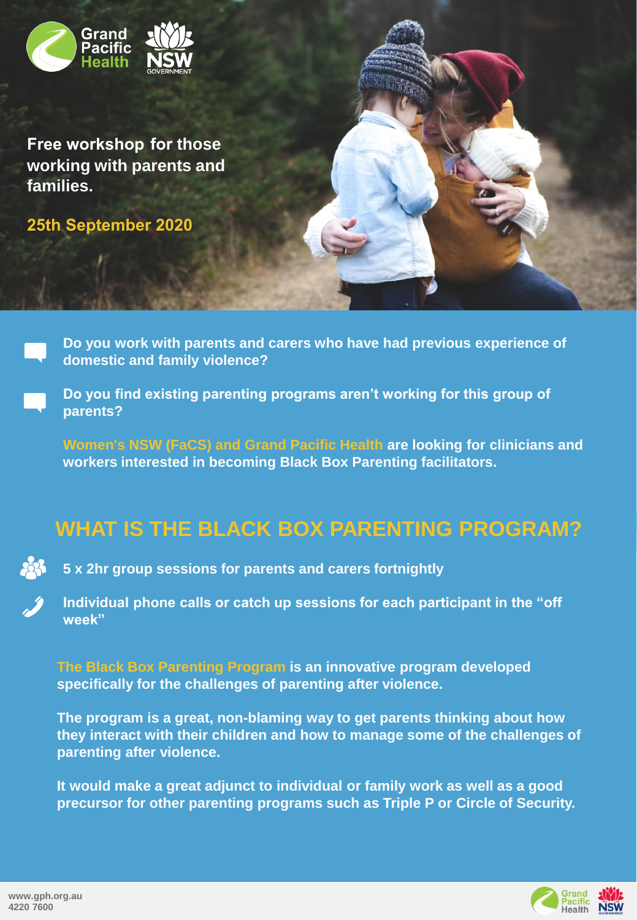Grand Pacific Health

NSW GOVERNMENT

**Free workshop for those working with parents and families.**

**25th September 2020**

- **Do you work with parents and carers who have had previous experience of domestic and family violence?**
- **Do you find existing parenting programs aren't working for this group of parents?**

**Women's NSW (FaCS) and Grand Pacific Health are looking for clinicians and workers interested in becoming Black Box Parenting facilitators.**

## WHAT IS THE BLACK BOX PARENTING PROGRAM?

- **5 x 2hr group sessions for parents and carers fortnightly**
- **Individual phone calls or catch up sessions for each participant in the "off week"**

**The Black Box Parenting Program is an innovative program developed specifically for the challenges of parenting after violence.**

**The program is a great, non-blaming way to get parents thinking about how they interact with their children and how to manage some of the challenges of parenting after violence.**

**It would make a great adjunct to individual or family work as well as a good precursor for other parenting programs such as Triple P or Circle of Security.**

**www.gph.org.au**
**4220 7600**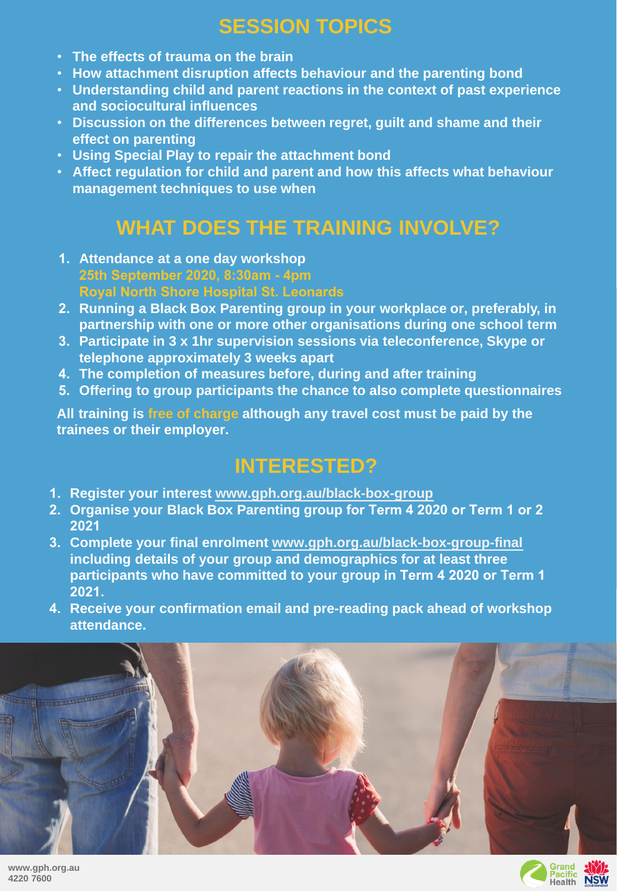## SESSION TOPICS

- **The effects of trauma on the brain**
- **How attachment disruption affects behaviour and the parenting bond**
- **Understanding child and parent reactions in the context of past experience and sociocultural influences**
- **Discussion on the differences between regret, guilt and shame and their effect on parenting**
- **Using Special Play to repair the attachment bond**
- **Affect regulation for child and parent and how this affects what behaviour management techniques to use when**

## WHAT DOES THE TRAINING INVOLVE?

1. **Attendance at a one day workshop**
   **25th September 2020, 8:30am - 4pm**
   **Royal North Shore Hospital St. Leonards**
2. **Running a Black Box Parenting group in your workplace or, preferably, in partnership with one or more other organisations during one school term**
3. **Participate in 3 x 1hr supervision sessions via teleconference, Skype or telephone approximately 3 weeks apart**
4. **The completion of measures before, during and after training**
5. **Offering to group participants the chance to also complete questionnaires**

**All training is free of charge although any travel cost must be paid by the trainees or their employer.**

## INTERESTED?

1. **Register your interest www.gph.org.au/black-box-group**
2. **Organise your Black Box Parenting group for Term 4 2020 or Term 1 or 2 2021**
3. **Complete your final enrolment www.gph.org.au/black-box-group-final including details of your group and demographics for at least three participants who have committed to your group in Term 4 2020 or Term 1 2021.**
4. **Receive your confirmation email and pre-reading pack ahead of workshop attendance.**

www.gph.org.au
4220 7600